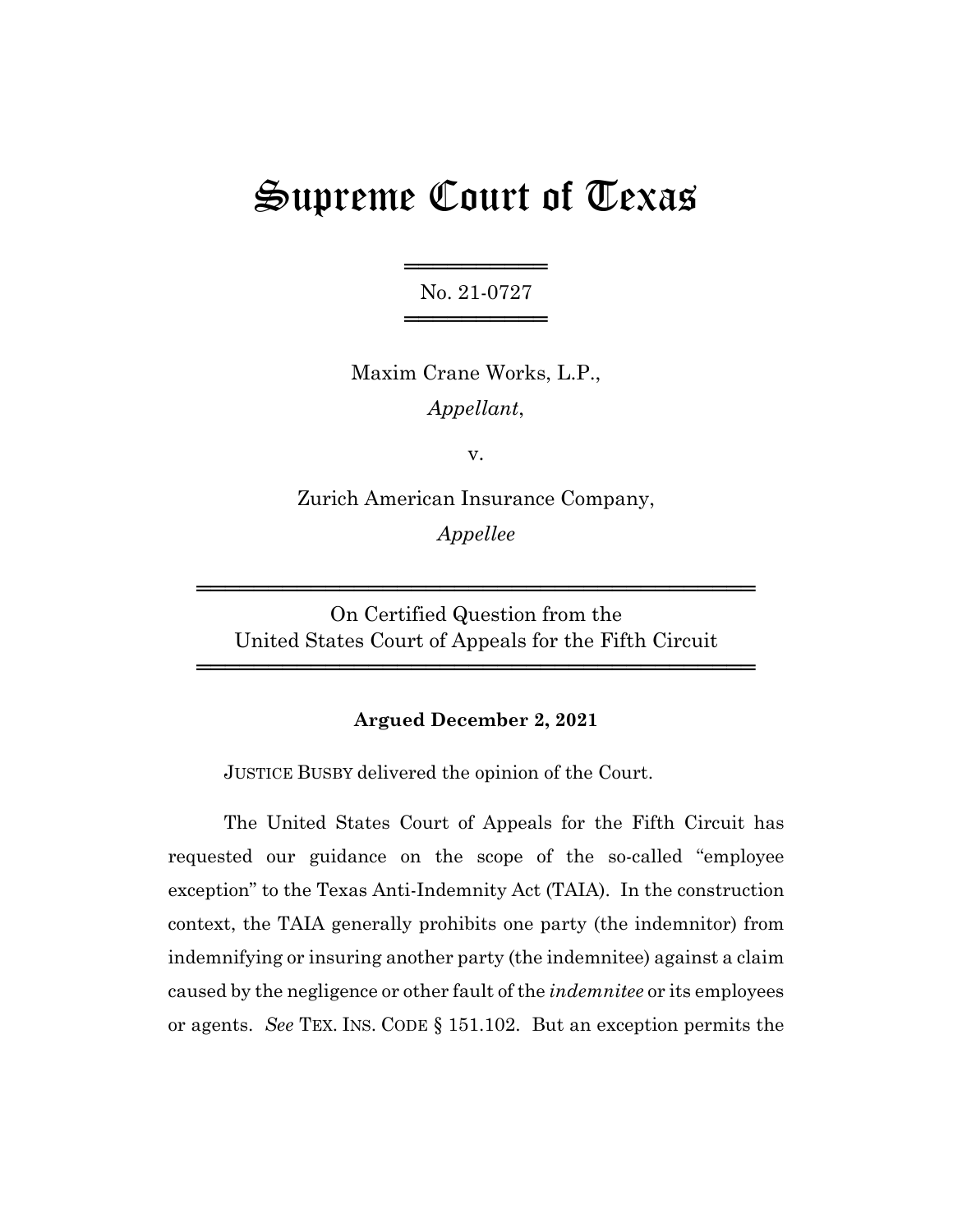# Supreme Court of Texas

No. 21-0727

Maxim Crane Works, L.P.,
*Appellant*,

v.

Zurich American Insurance Company,
*Appellee*

On Certified Question from the
United States Court of Appeals for the Fifth Circuit

**Argued December 2, 2021**

JUSTICE BUSBY delivered the opinion of the Court.

The United States Court of Appeals for the Fifth Circuit has requested our guidance on the scope of the so-called "employee exception" to the Texas Anti-Indemnity Act (TAIA). In the construction context, the TAIA generally prohibits one party (the indemnitor) from indemnifying or insuring another party (the indemnitee) against a claim caused by the negligence or other fault of the *indemnitee* or its employees or agents. *See* TEX. INS. CODE § 151.102. But an exception permits the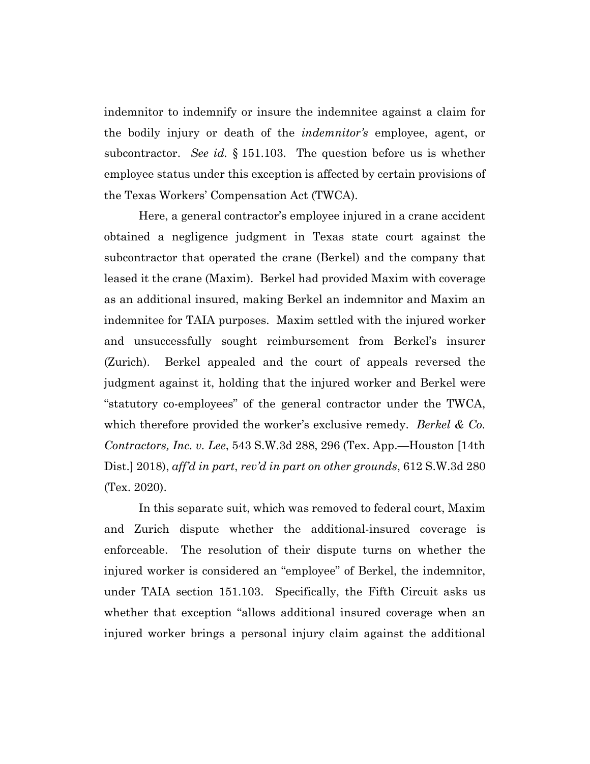indemnitor to indemnify or insure the indemnitee against a claim for the bodily injury or death of the *indemnitor's* employee, agent, or subcontractor. *See id.* § 151.103. The question before us is whether employee status under this exception is affected by certain provisions of the Texas Workers' Compensation Act (TWCA).

Here, a general contractor's employee injured in a crane accident obtained a negligence judgment in Texas state court against the subcontractor that operated the crane (Berkel) and the company that leased it the crane (Maxim). Berkel had provided Maxim with coverage as an additional insured, making Berkel an indemnitor and Maxim an indemnitee for TAIA purposes. Maxim settled with the injured worker and unsuccessfully sought reimbursement from Berkel's insurer (Zurich). Berkel appealed and the court of appeals reversed the judgment against it, holding that the injured worker and Berkel were "statutory co-employees" of the general contractor under the TWCA, which therefore provided the worker's exclusive remedy. *Berkel & Co. Contractors, Inc. v. Lee*, 543 S.W.3d 288, 296 (Tex. App.—Houston [14th Dist.] 2018), *aff'd in part*, *rev'd in part on other grounds*, 612 S.W.3d 280 (Tex. 2020).

In this separate suit, which was removed to federal court, Maxim and Zurich dispute whether the additional-insured coverage is enforceable. The resolution of their dispute turns on whether the injured worker is considered an "employee" of Berkel, the indemnitor, under TAIA section 151.103. Specifically, the Fifth Circuit asks us whether that exception "allows additional insured coverage when an injured worker brings a personal injury claim against the additional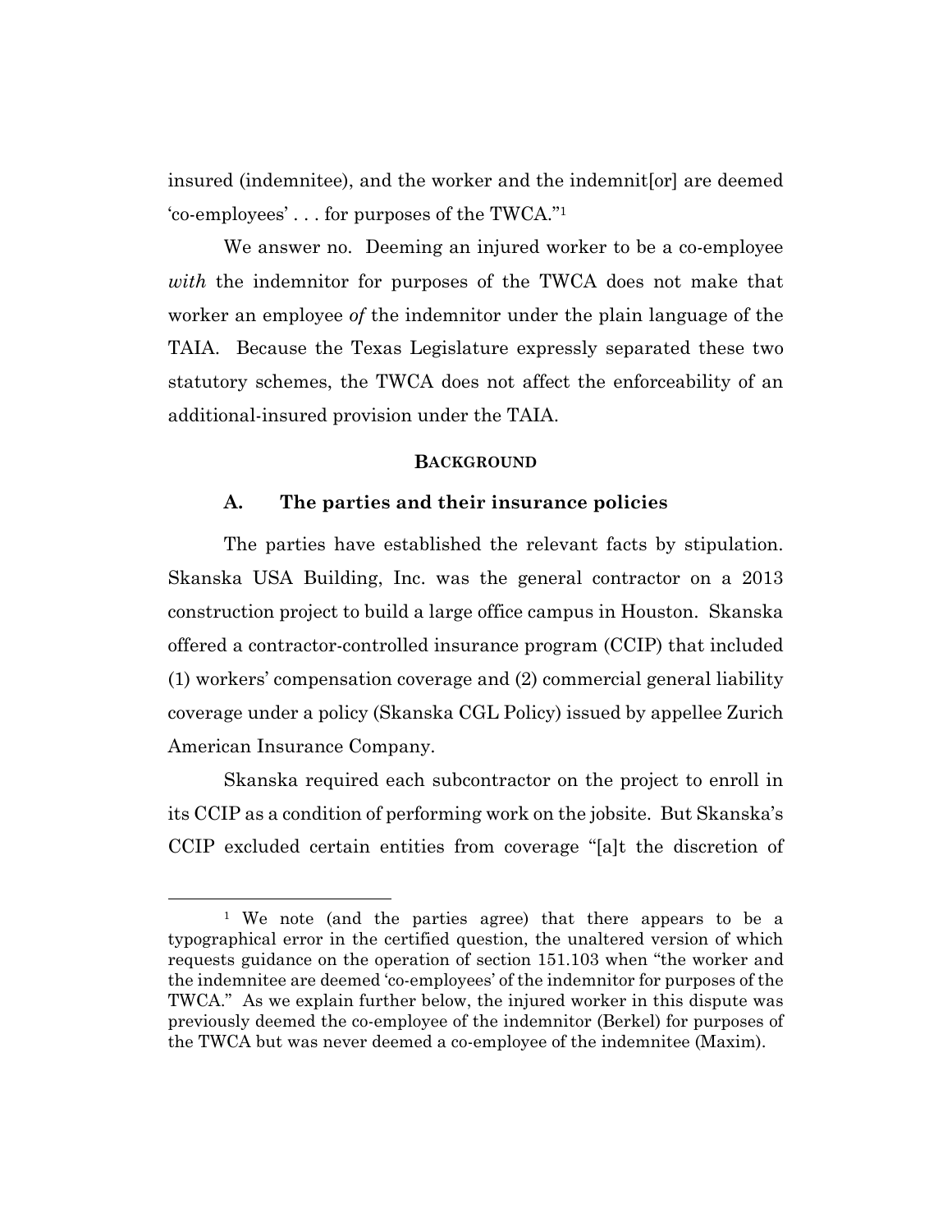insured (indemnitee), and the worker and the indemnit[or] are deemed 'co-employees' . . . for purposes of the TWCA."[1]

We answer no. Deeming an injured worker to be a co-employee *with* the indemnitor for purposes of the TWCA does not make that worker an employee *of* the indemnitor under the plain language of the TAIA. Because the Texas Legislature expressly separated these two statutory schemes, the TWCA does not affect the enforceability of an additional-insured provision under the TAIA.

## BACKGROUND

### A. The parties and their insurance policies

The parties have established the relevant facts by stipulation. Skanska USA Building, Inc. was the general contractor on a 2013 construction project to build a large office campus in Houston. Skanska offered a contractor-controlled insurance program (CCIP) that included (1) workers' compensation coverage and (2) commercial general liability coverage under a policy (Skanska CGL Policy) issued by appellee Zurich American Insurance Company.

Skanska required each subcontractor on the project to enroll in its CCIP as a condition of performing work on the jobsite. But Skanska's CCIP excluded certain entities from coverage "[a]t the discretion of

---

[1] We note (and the parties agree) that there appears to be a typographical error in the certified question, the unaltered version of which requests guidance on the operation of section 151.103 when "the worker and the indemnitee are deemed 'co-employees' of the indemnitor for purposes of the TWCA." As we explain further below, the injured worker in this dispute was previously deemed the co-employee of the indemnitor (Berkel) for purposes of the TWCA but was never deemed a co-employee of the indemnitee (Maxim).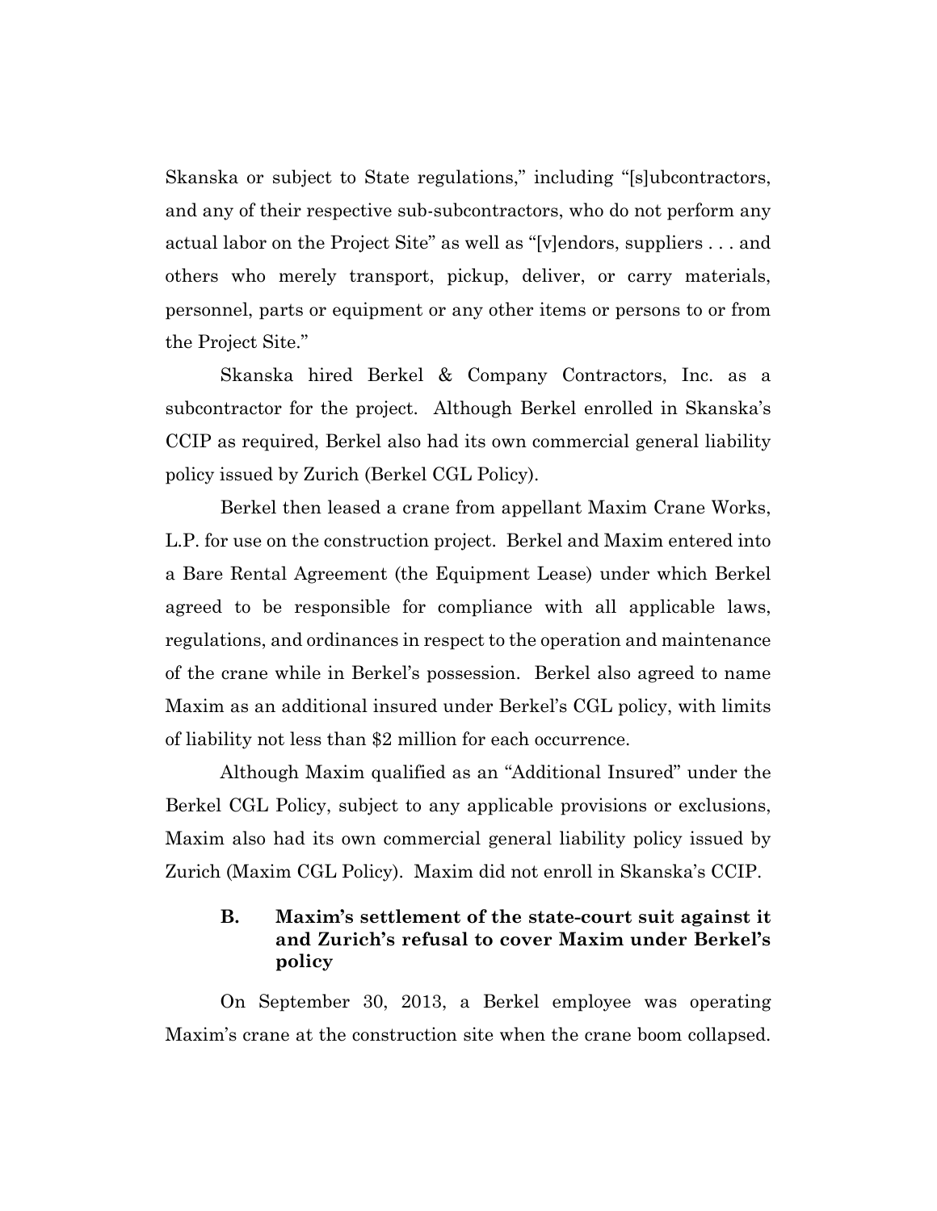Skanska or subject to State regulations," including "[s]ubcontractors, and any of their respective sub-subcontractors, who do not perform any actual labor on the Project Site" as well as "[v]endors, suppliers . . . and others who merely transport, pickup, deliver, or carry materials, personnel, parts or equipment or any other items or persons to or from the Project Site."

Skanska hired Berkel & Company Contractors, Inc. as a subcontractor for the project. Although Berkel enrolled in Skanska's CCIP as required, Berkel also had its own commercial general liability policy issued by Zurich (Berkel CGL Policy).

Berkel then leased a crane from appellant Maxim Crane Works, L.P. for use on the construction project. Berkel and Maxim entered into a Bare Rental Agreement (the Equipment Lease) under which Berkel agreed to be responsible for compliance with all applicable laws, regulations, and ordinances in respect to the operation and maintenance of the crane while in Berkel's possession. Berkel also agreed to name Maxim as an additional insured under Berkel's CGL policy, with limits of liability not less than $2 million for each occurrence.

Although Maxim qualified as an "Additional Insured" under the Berkel CGL Policy, subject to any applicable provisions or exclusions, Maxim also had its own commercial general liability policy issued by Zurich (Maxim CGL Policy). Maxim did not enroll in Skanska's CCIP.

### B. Maxim's settlement of the state-court suit against it and Zurich's refusal to cover Maxim under Berkel's policy

On September 30, 2013, a Berkel employee was operating Maxim's crane at the construction site when the crane boom collapsed.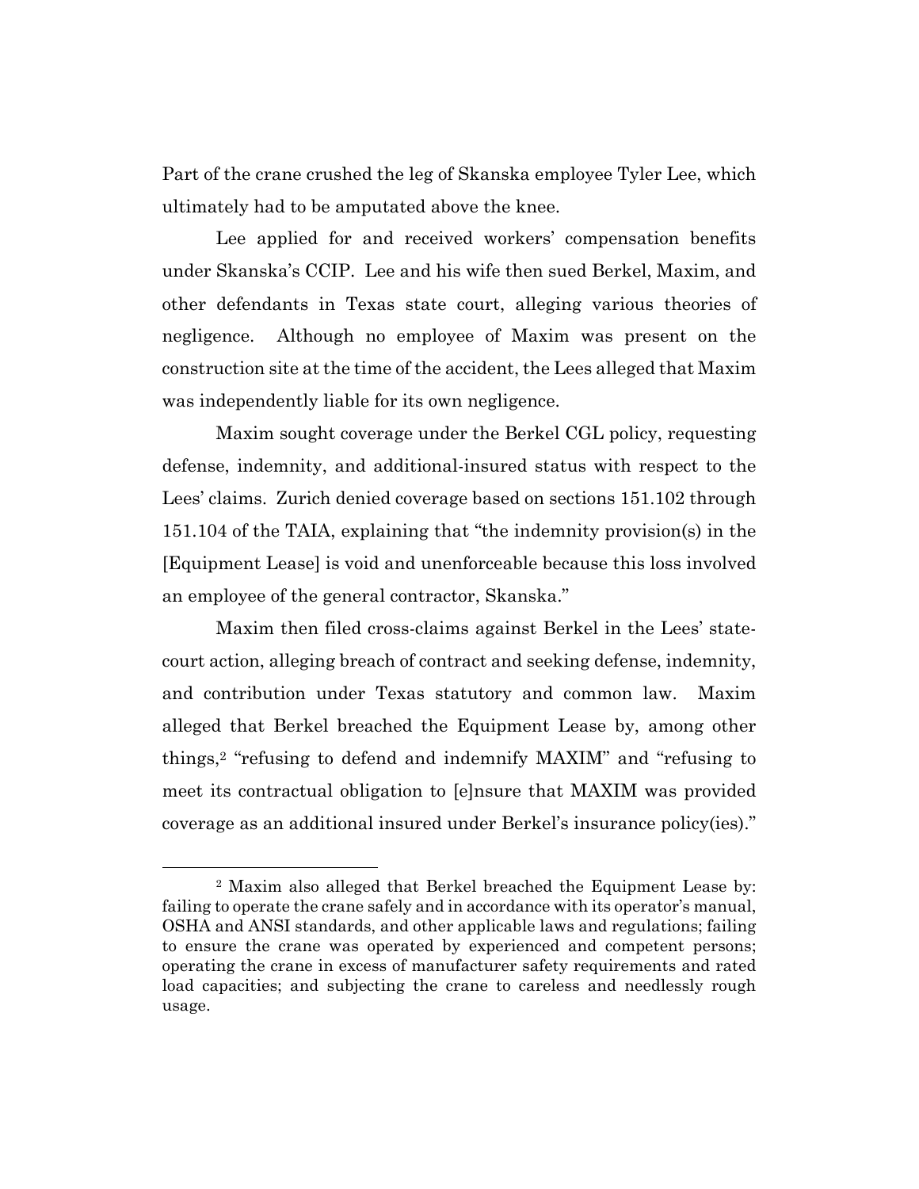Part of the crane crushed the leg of Skanska employee Tyler Lee, which ultimately had to be amputated above the knee.

Lee applied for and received workers' compensation benefits under Skanska's CCIP. Lee and his wife then sued Berkel, Maxim, and other defendants in Texas state court, alleging various theories of negligence. Although no employee of Maxim was present on the construction site at the time of the accident, the Lees alleged that Maxim was independently liable for its own negligence.

Maxim sought coverage under the Berkel CGL policy, requesting defense, indemnity, and additional-insured status with respect to the Lees' claims. Zurich denied coverage based on sections 151.102 through 151.104 of the TAIA, explaining that "the indemnity provision(s) in the [Equipment Lease] is void and unenforceable because this loss involved an employee of the general contractor, Skanska."

Maxim then filed cross-claims against Berkel in the Lees' state-court action, alleging breach of contract and seeking defense, indemnity, and contribution under Texas statutory and common law. Maxim alleged that Berkel breached the Equipment Lease by, among other things,[2] "refusing to defend and indemnify MAXIM" and "refusing to meet its contractual obligation to [e]nsure that MAXIM was provided coverage as an additional insured under Berkel's insurance policy(ies)."

[2] Maxim also alleged that Berkel breached the Equipment Lease by: failing to operate the crane safely and in accordance with its operator's manual, OSHA and ANSI standards, and other applicable laws and regulations; failing to ensure the crane was operated by experienced and competent persons; operating the crane in excess of manufacturer safety requirements and rated load capacities; and subjecting the crane to careless and needlessly rough usage.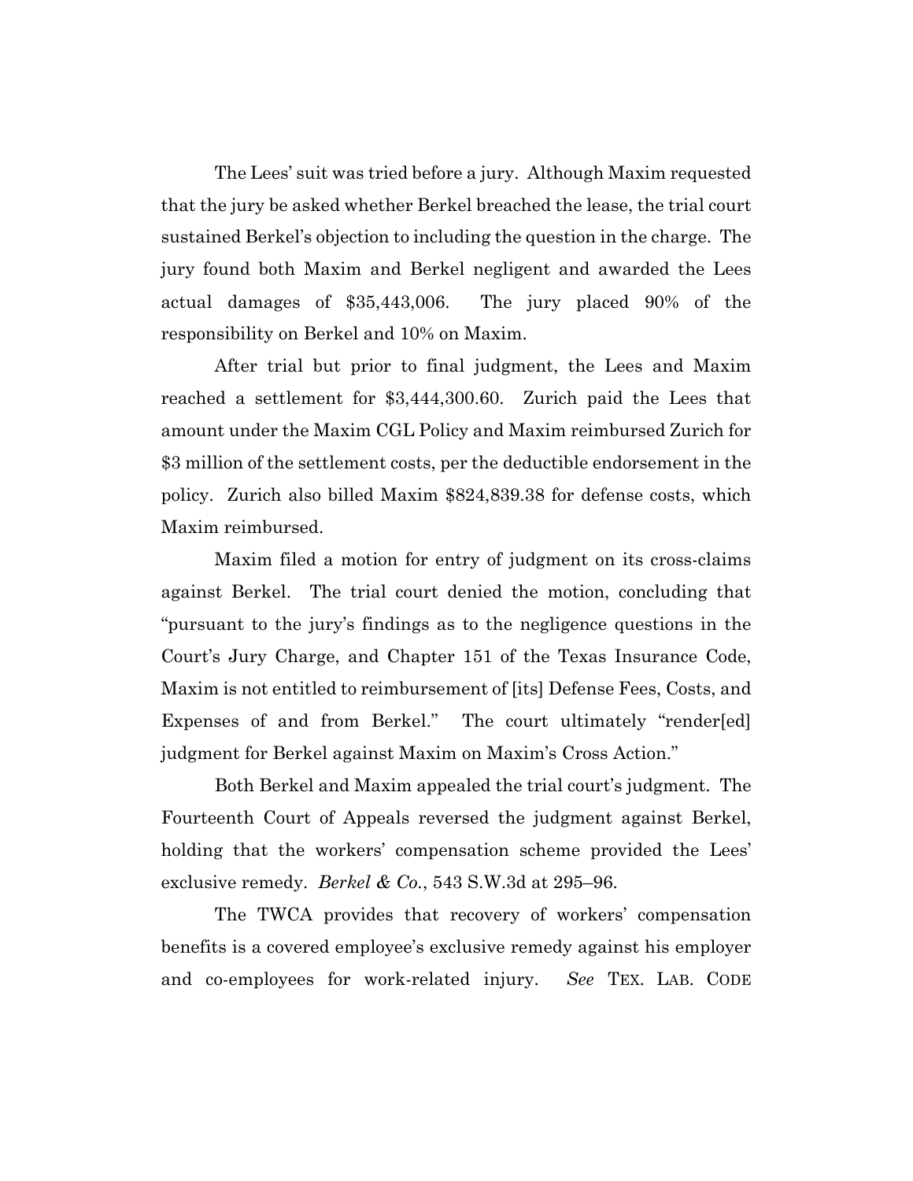The Lees' suit was tried before a jury. Although Maxim requested that the jury be asked whether Berkel breached the lease, the trial court sustained Berkel's objection to including the question in the charge. The jury found both Maxim and Berkel negligent and awarded the Lees actual damages of $35,443,006. The jury placed 90% of the responsibility on Berkel and 10% on Maxim.

After trial but prior to final judgment, the Lees and Maxim reached a settlement for $3,444,300.60. Zurich paid the Lees that amount under the Maxim CGL Policy and Maxim reimbursed Zurich for $3 million of the settlement costs, per the deductible endorsement in the policy. Zurich also billed Maxim $824,839.38 for defense costs, which Maxim reimbursed.

Maxim filed a motion for entry of judgment on its cross-claims against Berkel. The trial court denied the motion, concluding that "pursuant to the jury's findings as to the negligence questions in the Court's Jury Charge, and Chapter 151 of the Texas Insurance Code, Maxim is not entitled to reimbursement of [its] Defense Fees, Costs, and Expenses of and from Berkel." The court ultimately "render[ed] judgment for Berkel against Maxim on Maxim's Cross Action."

Both Berkel and Maxim appealed the trial court's judgment. The Fourteenth Court of Appeals reversed the judgment against Berkel, holding that the workers' compensation scheme provided the Lees' exclusive remedy. *Berkel & Co.*, 543 S.W.3d at 295–96.

The TWCA provides that recovery of workers' compensation benefits is a covered employee's exclusive remedy against his employer and co-employees for work-related injury. *See* TEX. LAB. CODE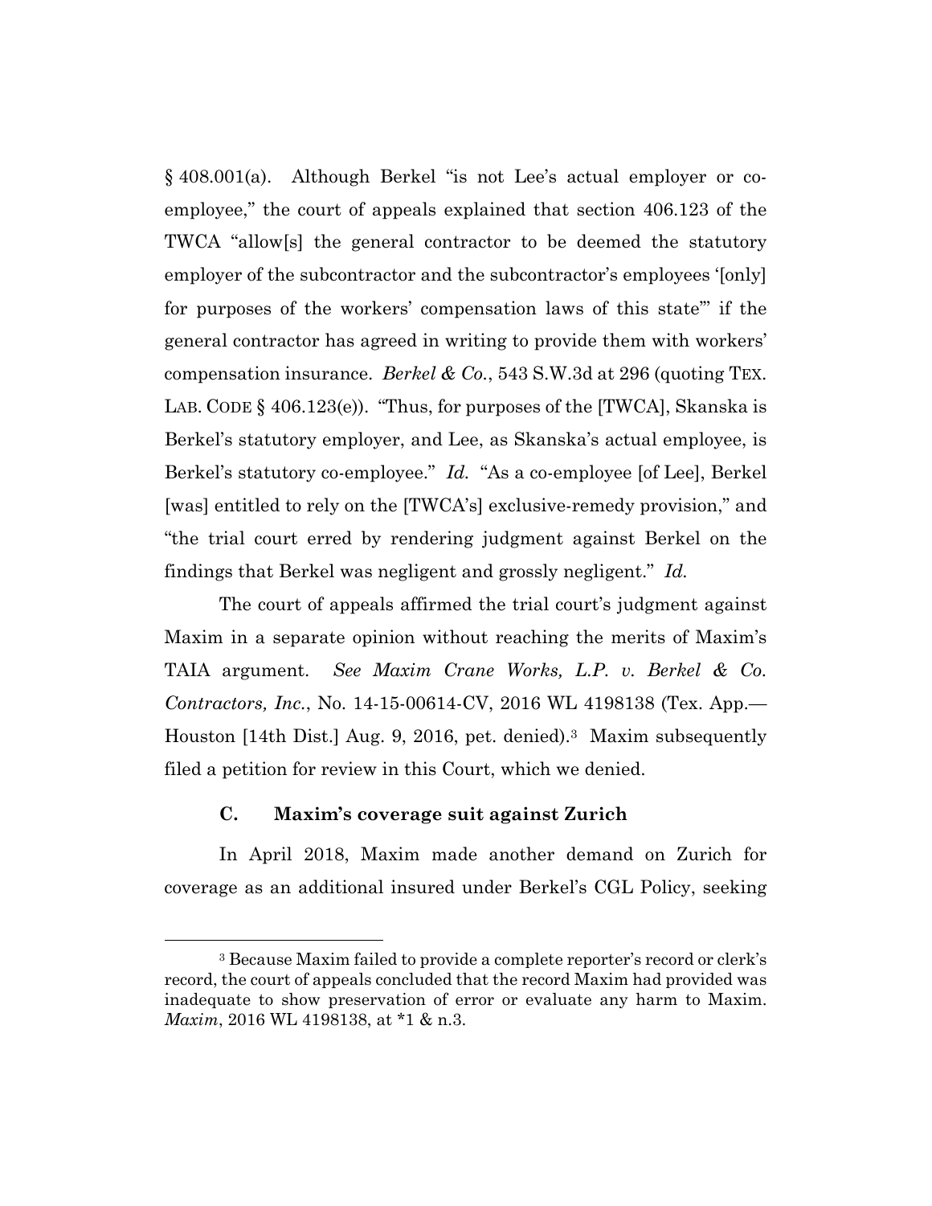§ 408.001(a). Although Berkel "is not Lee's actual employer or co-employee," the court of appeals explained that section 406.123 of the TWCA "allow[s] the general contractor to be deemed the statutory employer of the subcontractor and the subcontractor's employees '[only] for purposes of the workers' compensation laws of this state'" if the general contractor has agreed in writing to provide them with workers' compensation insurance. *Berkel & Co.*, 543 S.W.3d at 296 (quoting TEX. LAB. CODE § 406.123(e)). "Thus, for purposes of the [TWCA], Skanska is Berkel's statutory employer, and Lee, as Skanska's actual employee, is Berkel's statutory co-employee." *Id.* "As a co-employee [of Lee], Berkel [was] entitled to rely on the [TWCA's] exclusive-remedy provision," and "the trial court erred by rendering judgment against Berkel on the findings that Berkel was negligent and grossly negligent." *Id.*

The court of appeals affirmed the trial court's judgment against Maxim in a separate opinion without reaching the merits of Maxim's TAIA argument. *See Maxim Crane Works, L.P. v. Berkel & Co. Contractors, Inc.*, No. 14-15-00614-CV, 2016 WL 4198138 (Tex. App.—Houston [14th Dist.] Aug. 9, 2016, pet. denied).[3] Maxim subsequently filed a petition for review in this Court, which we denied.

### C. Maxim's coverage suit against Zurich

In April 2018, Maxim made another demand on Zurich for coverage as an additional insured under Berkel's CGL Policy, seeking

[3] Because Maxim failed to provide a complete reporter's record or clerk's record, the court of appeals concluded that the record Maxim had provided was inadequate to show preservation of error or evaluate any harm to Maxim. *Maxim*, 2016 WL 4198138, at *1 & n.3.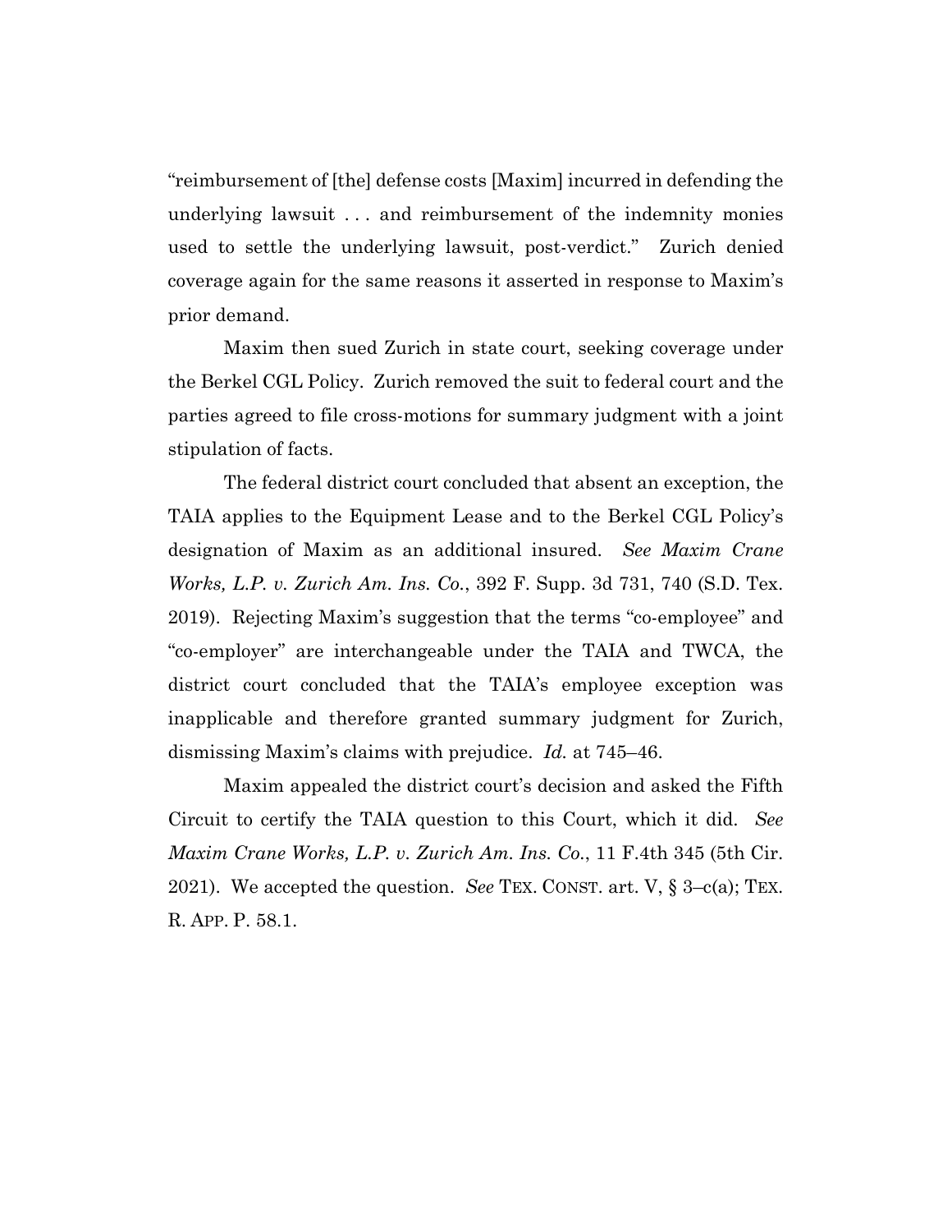"reimbursement of [the] defense costs [Maxim] incurred in defending the underlying lawsuit . . . and reimbursement of the indemnity monies used to settle the underlying lawsuit, post-verdict." Zurich denied coverage again for the same reasons it asserted in response to Maxim's prior demand.

Maxim then sued Zurich in state court, seeking coverage under the Berkel CGL Policy. Zurich removed the suit to federal court and the parties agreed to file cross-motions for summary judgment with a joint stipulation of facts.

The federal district court concluded that absent an exception, the TAIA applies to the Equipment Lease and to the Berkel CGL Policy's designation of Maxim as an additional insured. *See Maxim Crane Works, L.P. v. Zurich Am. Ins. Co.*, 392 F. Supp. 3d 731, 740 (S.D. Tex. 2019). Rejecting Maxim's suggestion that the terms "co-employee" and "co-employer" are interchangeable under the TAIA and TWCA, the district court concluded that the TAIA's employee exception was inapplicable and therefore granted summary judgment for Zurich, dismissing Maxim's claims with prejudice. *Id.* at 745–46.

Maxim appealed the district court's decision and asked the Fifth Circuit to certify the TAIA question to this Court, which it did. *See Maxim Crane Works, L.P. v. Zurich Am. Ins. Co.*, 11 F.4th 345 (5th Cir. 2021). We accepted the question. *See* TEX. CONST. art. V, § 3–c(a); TEX. R. APP. P. 58.1.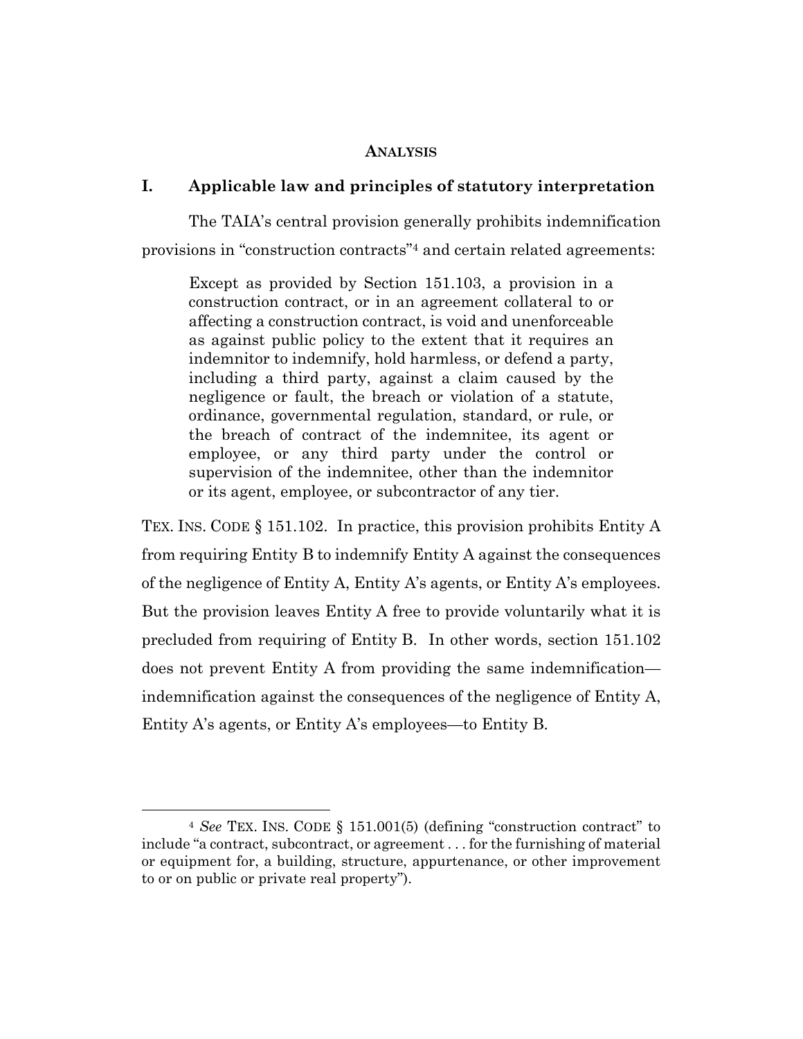## ANALYSIS

### I. Applicable law and principles of statutory interpretation

The TAIA's central provision generally prohibits indemnification provisions in "construction contracts"[4] and certain related agreements:

> Except as provided by Section 151.103, a provision in a construction contract, or in an agreement collateral to or affecting a construction contract, is void and unenforceable as against public policy to the extent that it requires an indemnitor to indemnify, hold harmless, or defend a party, including a third party, against a claim caused by the negligence or fault, the breach or violation of a statute, ordinance, governmental regulation, standard, or rule, or the breach of contract of the indemnitee, its agent or employee, or any third party under the control or supervision of the indemnitee, other than the indemnitor or its agent, employee, or subcontractor of any tier.

TEX. INS. CODE § 151.102. In practice, this provision prohibits Entity A from requiring Entity B to indemnify Entity A against the consequences of the negligence of Entity A, Entity A's agents, or Entity A's employees. But the provision leaves Entity A free to provide voluntarily what it is precluded from requiring of Entity B. In other words, section 151.102 does not prevent Entity A from providing the same indemnification—indemnification against the consequences of the negligence of Entity A, Entity A's agents, or Entity A's employees—to Entity B.

---

[4] *See* TEX. INS. CODE § 151.001(5) (defining "construction contract" to include "a contract, subcontract, or agreement . . . for the furnishing of material or equipment for, a building, structure, appurtenance, or other improvement to or on public or private real property").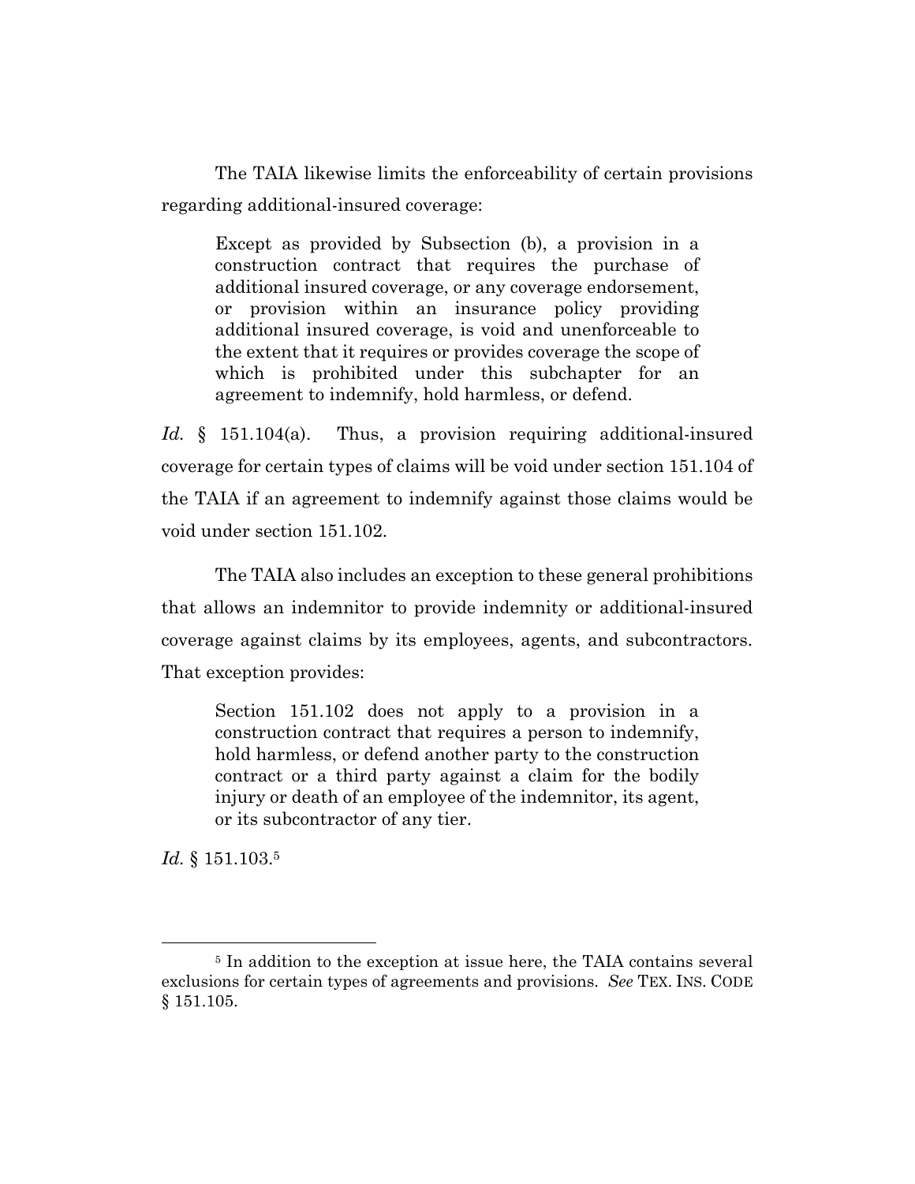The TAIA likewise limits the enforceability of certain provisions regarding additional-insured coverage:

> Except as provided by Subsection (b), a provision in a construction contract that requires the purchase of additional insured coverage, or any coverage endorsement, or provision within an insurance policy providing additional insured coverage, is void and unenforceable to the extent that it requires or provides coverage the scope of which is prohibited under this subchapter for an agreement to indemnify, hold harmless, or defend.

*Id.* § 151.104(a). Thus, a provision requiring additional-insured coverage for certain types of claims will be void under section 151.104 of the TAIA if an agreement to indemnify against those claims would be void under section 151.102.

The TAIA also includes an exception to these general prohibitions that allows an indemnitor to provide indemnity or additional-insured coverage against claims by its employees, agents, and subcontractors. That exception provides:

> Section 151.102 does not apply to a provision in a construction contract that requires a person to indemnify, hold harmless, or defend another party to the construction contract or a third party against a claim for the bodily injury or death of an employee of the indemnitor, its agent, or its subcontractor of any tier.

*Id.* § 151.103.[5]

[5] In addition to the exception at issue here, the TAIA contains several exclusions for certain types of agreements and provisions. *See* TEX. INS. CODE § 151.105.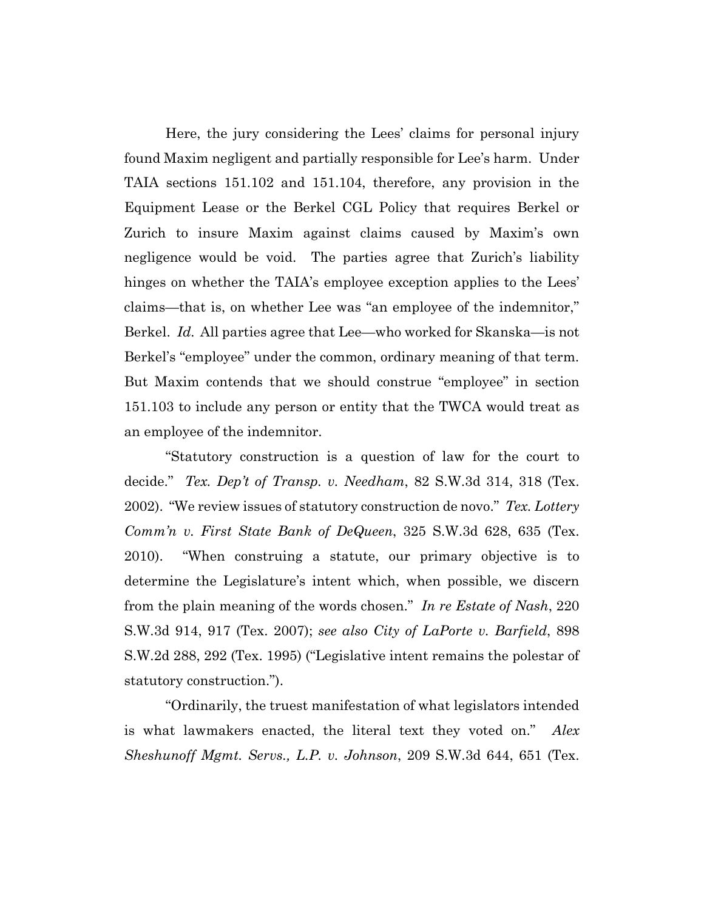Here, the jury considering the Lees' claims for personal injury found Maxim negligent and partially responsible for Lee's harm. Under TAIA sections 151.102 and 151.104, therefore, any provision in the Equipment Lease or the Berkel CGL Policy that requires Berkel or Zurich to insure Maxim against claims caused by Maxim's own negligence would be void. The parties agree that Zurich's liability hinges on whether the TAIA's employee exception applies to the Lees' claims—that is, on whether Lee was "an employee of the indemnitor," Berkel. *Id.* All parties agree that Lee—who worked for Skanska—is not Berkel's "employee" under the common, ordinary meaning of that term. But Maxim contends that we should construe "employee" in section 151.103 to include any person or entity that the TWCA would treat as an employee of the indemnitor.

"Statutory construction is a question of law for the court to decide." *Tex. Dep't of Transp. v. Needham*, 82 S.W.3d 314, 318 (Tex. 2002). "We review issues of statutory construction de novo." *Tex. Lottery Comm'n v. First State Bank of DeQueen*, 325 S.W.3d 628, 635 (Tex. 2010). "When construing a statute, our primary objective is to determine the Legislature's intent which, when possible, we discern from the plain meaning of the words chosen." *In re Estate of Nash*, 220 S.W.3d 914, 917 (Tex. 2007); *see also City of LaPorte v. Barfield*, 898 S.W.2d 288, 292 (Tex. 1995) ("Legislative intent remains the polestar of statutory construction.").

"Ordinarily, the truest manifestation of what legislators intended is what lawmakers enacted, the literal text they voted on." *Alex Sheshunoff Mgmt. Servs., L.P. v. Johnson*, 209 S.W.3d 644, 651 (Tex.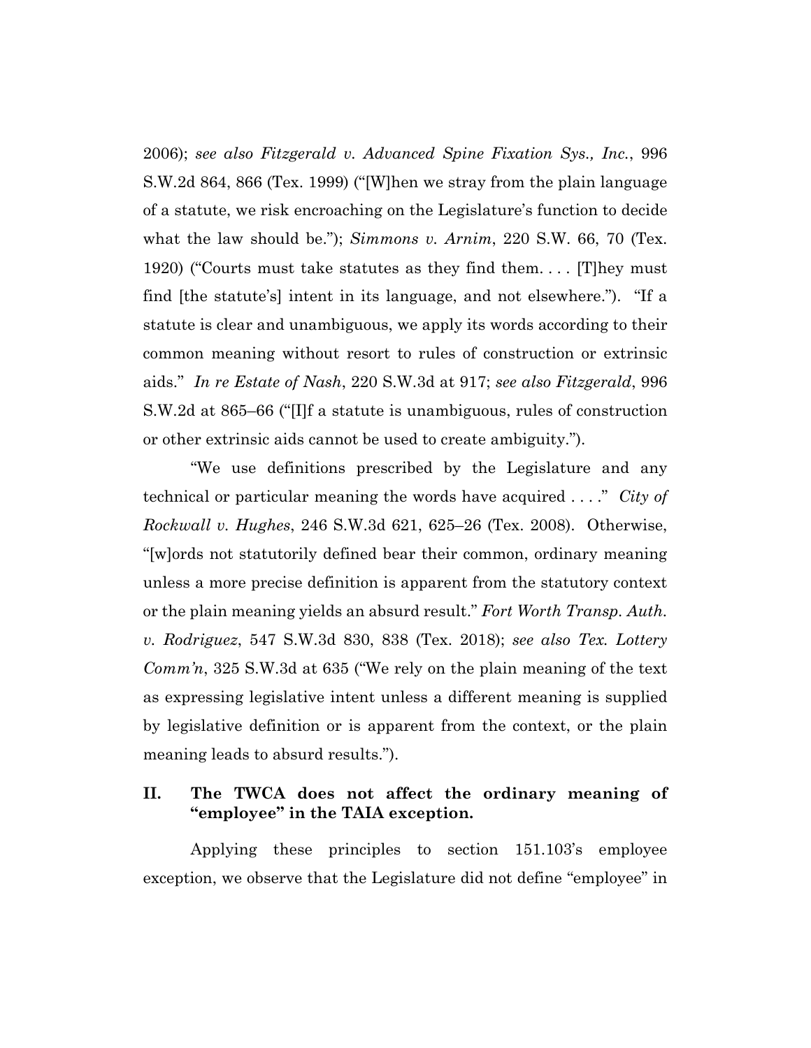2006); *see also Fitzgerald v. Advanced Spine Fixation Sys., Inc.*, 996 S.W.2d 864, 866 (Tex. 1999) ("[W]hen we stray from the plain language of a statute, we risk encroaching on the Legislature's function to decide what the law should be."); *Simmons v. Arnim*, 220 S.W. 66, 70 (Tex. 1920) ("Courts must take statutes as they find them. . . . [T]hey must find [the statute's] intent in its language, and not elsewhere."). "If a statute is clear and unambiguous, we apply its words according to their common meaning without resort to rules of construction or extrinsic aids." *In re Estate of Nash*, 220 S.W.3d at 917; *see also Fitzgerald*, 996 S.W.2d at 865–66 ("[I]f a statute is unambiguous, rules of construction or other extrinsic aids cannot be used to create ambiguity.").

"We use definitions prescribed by the Legislature and any technical or particular meaning the words have acquired . . . ." *City of Rockwall v. Hughes*, 246 S.W.3d 621, 625–26 (Tex. 2008). Otherwise, "[w]ords not statutorily defined bear their common, ordinary meaning unless a more precise definition is apparent from the statutory context or the plain meaning yields an absurd result." *Fort Worth Transp. Auth. v. Rodriguez*, 547 S.W.3d 830, 838 (Tex. 2018); *see also Tex. Lottery Comm'n*, 325 S.W.3d at 635 ("We rely on the plain meaning of the text as expressing legislative intent unless a different meaning is supplied by legislative definition or is apparent from the context, or the plain meaning leads to absurd results.").

## II. The TWCA does not affect the ordinary meaning of "employee" in the TAIA exception.

Applying these principles to section 151.103's employee exception, we observe that the Legislature did not define "employee" in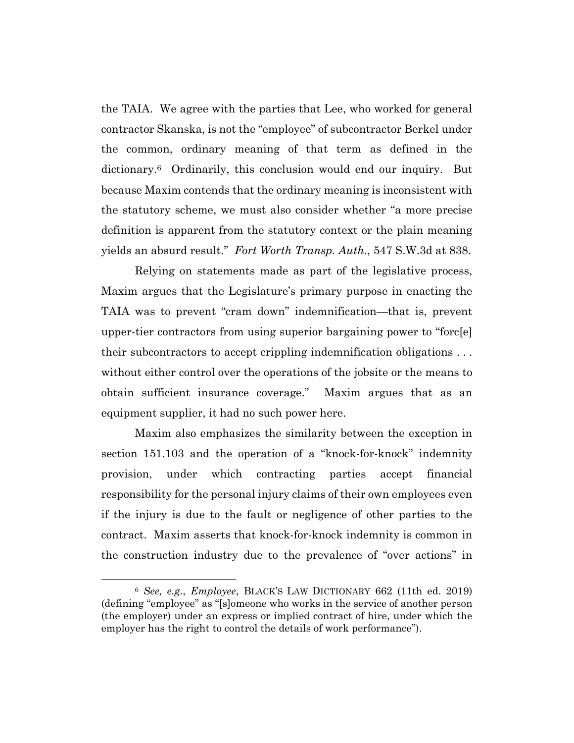the TAIA. We agree with the parties that Lee, who worked for general contractor Skanska, is not the "employee" of subcontractor Berkel under the common, ordinary meaning of that term as defined in the dictionary.[6] Ordinarily, this conclusion would end our inquiry. But because Maxim contends that the ordinary meaning is inconsistent with the statutory scheme, we must also consider whether "a more precise definition is apparent from the statutory context or the plain meaning yields an absurd result." *Fort Worth Transp. Auth.*, 547 S.W.3d at 838.

Relying on statements made as part of the legislative process, Maxim argues that the Legislature's primary purpose in enacting the TAIA was to prevent "cram down" indemnification—that is, prevent upper-tier contractors from using superior bargaining power to "forc[e] their subcontractors to accept crippling indemnification obligations . . . without either control over the operations of the jobsite or the means to obtain sufficient insurance coverage." Maxim argues that as an equipment supplier, it had no such power here.

Maxim also emphasizes the similarity between the exception in section 151.103 and the operation of a "knock-for-knock" indemnity provision, under which contracting parties accept financial responsibility for the personal injury claims of their own employees even if the injury is due to the fault or negligence of other parties to the contract. Maxim asserts that knock-for-knock indemnity is common in the construction industry due to the prevalence of "over actions" in

---

[6] *See, e.g.*, *Employee*, BLACK'S LAW DICTIONARY 662 (11th ed. 2019) (defining "employee" as "[s]omeone who works in the service of another person (the employer) under an express or implied contract of hire, under which the employer has the right to control the details of work performance").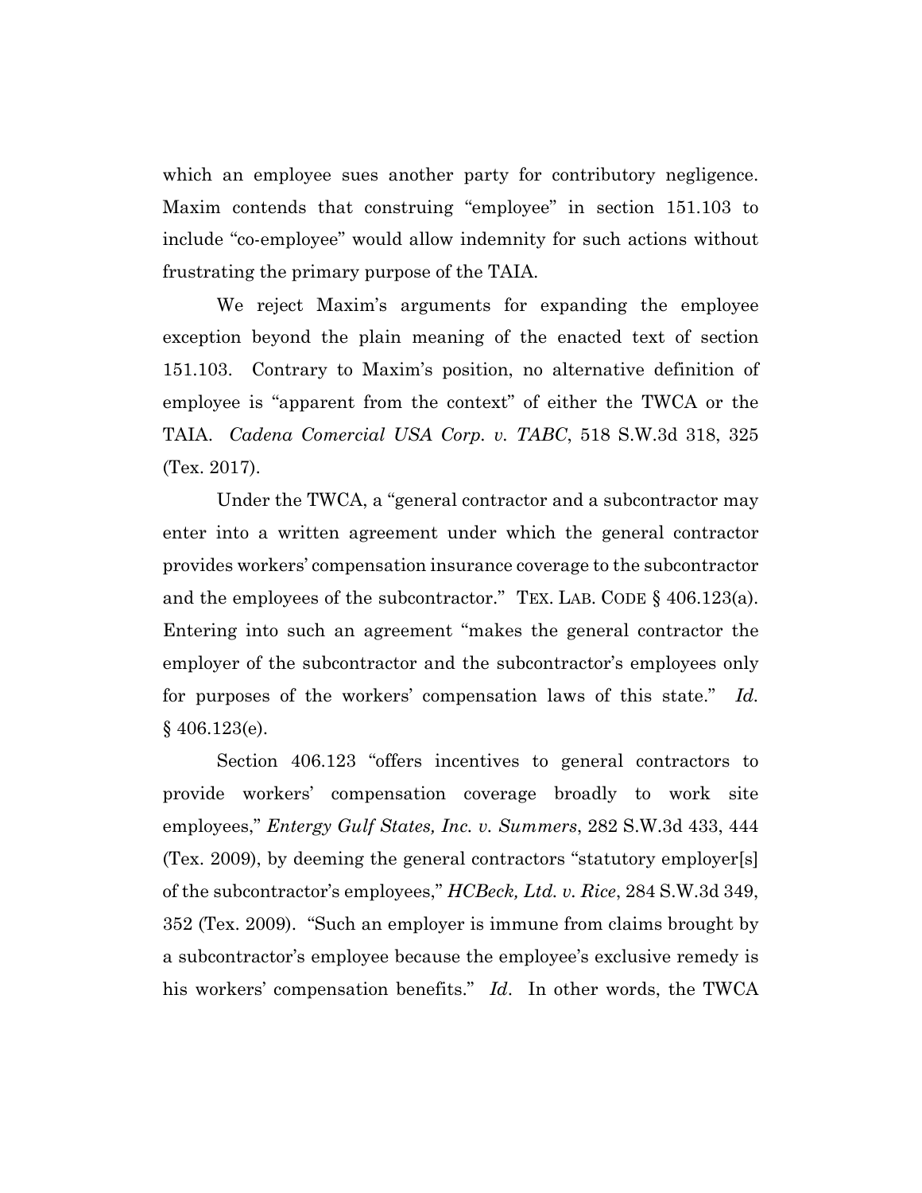which an employee sues another party for contributory negligence. Maxim contends that construing "employee" in section 151.103 to include "co-employee" would allow indemnity for such actions without frustrating the primary purpose of the TAIA.

We reject Maxim's arguments for expanding the employee exception beyond the plain meaning of the enacted text of section 151.103. Contrary to Maxim's position, no alternative definition of employee is "apparent from the context" of either the TWCA or the TAIA. *Cadena Comercial USA Corp. v. TABC*, 518 S.W.3d 318, 325 (Tex. 2017).

Under the TWCA, a "general contractor and a subcontractor may enter into a written agreement under which the general contractor provides workers' compensation insurance coverage to the subcontractor and the employees of the subcontractor." TEX. LAB. CODE § 406.123(a). Entering into such an agreement "makes the general contractor the employer of the subcontractor and the subcontractor's employees only for purposes of the workers' compensation laws of this state." *Id.* § 406.123(e).

Section 406.123 "offers incentives to general contractors to provide workers' compensation coverage broadly to work site employees," *Entergy Gulf States, Inc. v. Summers*, 282 S.W.3d 433, 444 (Tex. 2009), by deeming the general contractors "statutory employer[s] of the subcontractor's employees," *HCBeck, Ltd. v. Rice*, 284 S.W.3d 349, 352 (Tex. 2009). "Such an employer is immune from claims brought by a subcontractor's employee because the employee's exclusive remedy is his workers' compensation benefits." *Id*. In other words, the TWCA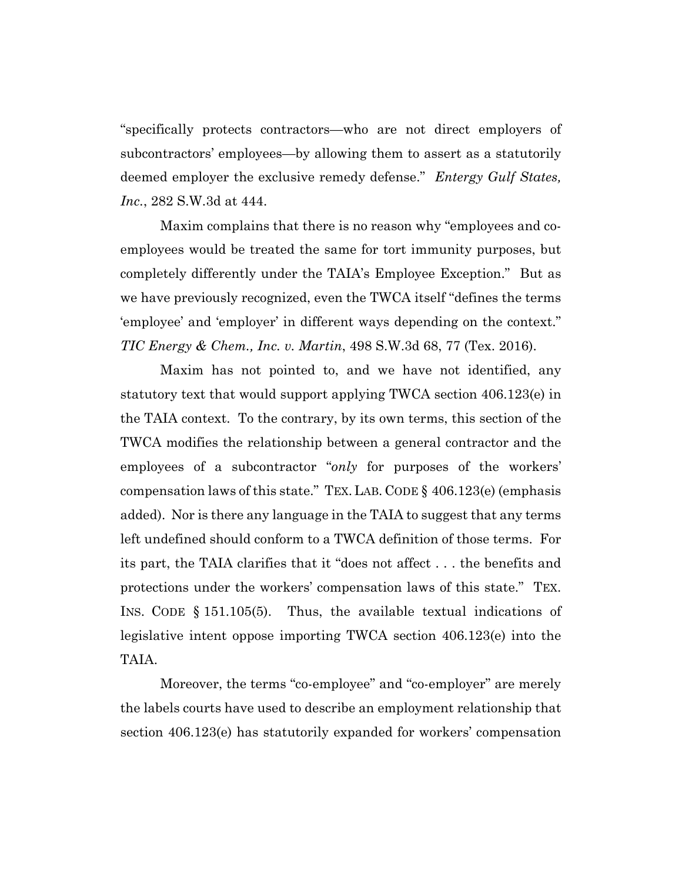"specifically protects contractors—who are not direct employers of subcontractors' employees—by allowing them to assert as a statutorily deemed employer the exclusive remedy defense." *Entergy Gulf States, Inc.*, 282 S.W.3d at 444.

Maxim complains that there is no reason why "employees and co-employees would be treated the same for tort immunity purposes, but completely differently under the TAIA's Employee Exception." But as we have previously recognized, even the TWCA itself "defines the terms 'employee' and 'employer' in different ways depending on the context." *TIC Energy & Chem., Inc. v. Martin*, 498 S.W.3d 68, 77 (Tex. 2016).

Maxim has not pointed to, and we have not identified, any statutory text that would support applying TWCA section 406.123(e) in the TAIA context. To the contrary, by its own terms, this section of the TWCA modifies the relationship between a general contractor and the employees of a subcontractor "*only* for purposes of the workers' compensation laws of this state." TEX. LAB. CODE § 406.123(e) (emphasis added). Nor is there any language in the TAIA to suggest that any terms left undefined should conform to a TWCA definition of those terms. For its part, the TAIA clarifies that it "does not affect . . . the benefits and protections under the workers' compensation laws of this state." TEX. INS. CODE § 151.105(5). Thus, the available textual indications of legislative intent oppose importing TWCA section 406.123(e) into the TAIA.

Moreover, the terms "co-employee" and "co-employer" are merely the labels courts have used to describe an employment relationship that section 406.123(e) has statutorily expanded for workers' compensation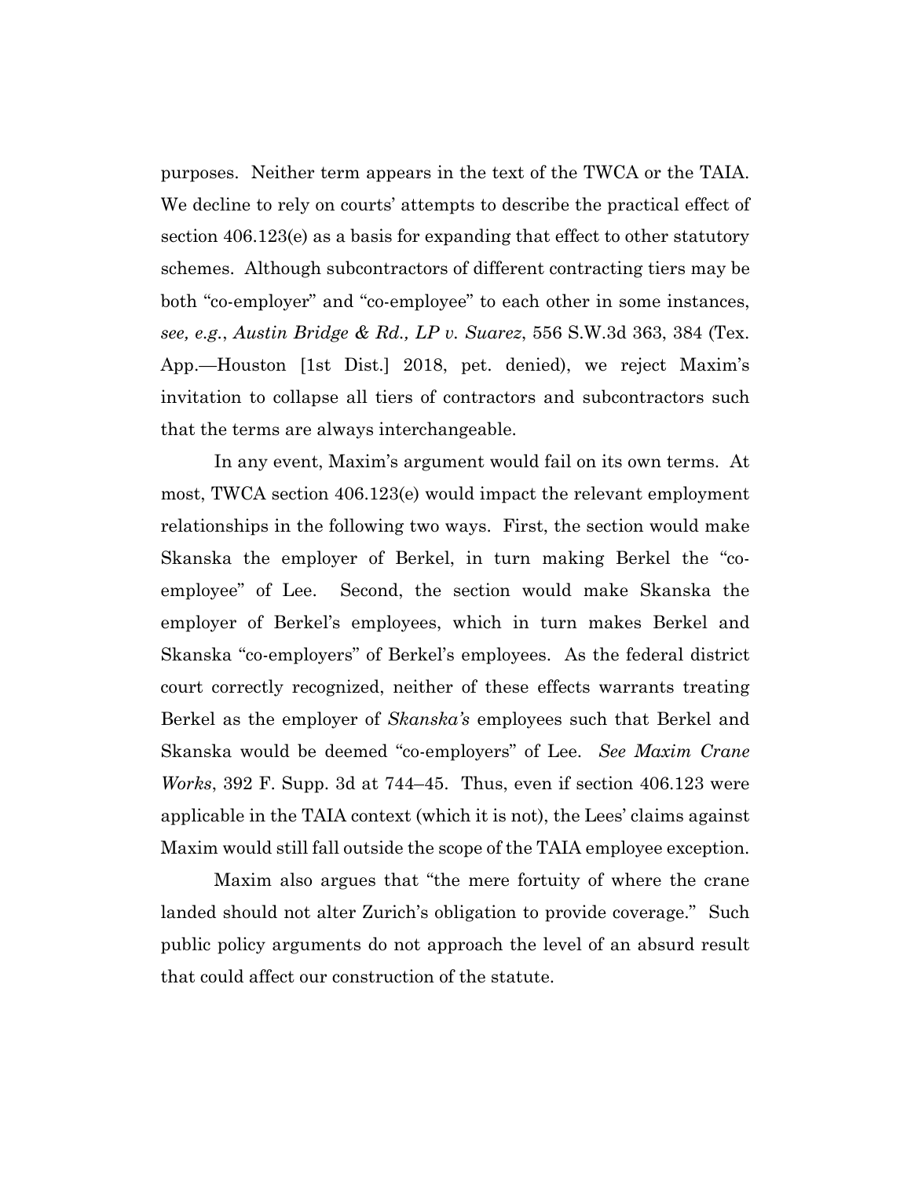purposes. Neither term appears in the text of the TWCA or the TAIA. We decline to rely on courts' attempts to describe the practical effect of section 406.123(e) as a basis for expanding that effect to other statutory schemes. Although subcontractors of different contracting tiers may be both "co-employer" and "co-employee" to each other in some instances, *see, e.g.*, *Austin Bridge & Rd., LP v. Suarez*, 556 S.W.3d 363, 384 (Tex. App.—Houston [1st Dist.] 2018, pet. denied), we reject Maxim's invitation to collapse all tiers of contractors and subcontractors such that the terms are always interchangeable.

In any event, Maxim's argument would fail on its own terms. At most, TWCA section 406.123(e) would impact the relevant employment relationships in the following two ways. First, the section would make Skanska the employer of Berkel, in turn making Berkel the "co-employee" of Lee. Second, the section would make Skanska the employer of Berkel's employees, which in turn makes Berkel and Skanska "co-employers" of Berkel's employees. As the federal district court correctly recognized, neither of these effects warrants treating Berkel as the employer of *Skanska's* employees such that Berkel and Skanska would be deemed "co-employers" of Lee. *See Maxim Crane Works*, 392 F. Supp. 3d at 744–45. Thus, even if section 406.123 were applicable in the TAIA context (which it is not), the Lees' claims against Maxim would still fall outside the scope of the TAIA employee exception.

Maxim also argues that "the mere fortuity of where the crane landed should not alter Zurich's obligation to provide coverage." Such public policy arguments do not approach the level of an absurd result that could affect our construction of the statute.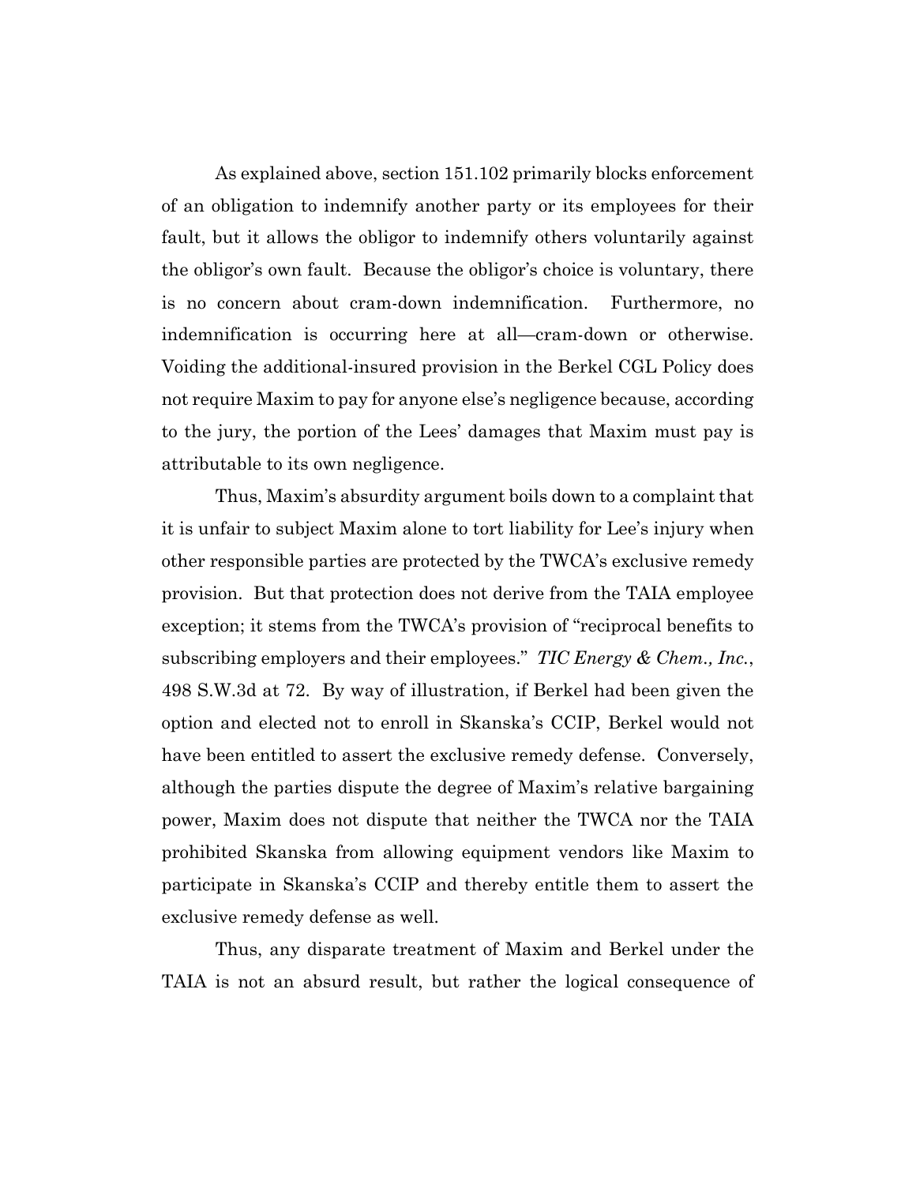As explained above, section 151.102 primarily blocks enforcement of an obligation to indemnify another party or its employees for their fault, but it allows the obligor to indemnify others voluntarily against the obligor's own fault. Because the obligor's choice is voluntary, there is no concern about cram-down indemnification. Furthermore, no indemnification is occurring here at all—cram-down or otherwise. Voiding the additional-insured provision in the Berkel CGL Policy does not require Maxim to pay for anyone else's negligence because, according to the jury, the portion of the Lees' damages that Maxim must pay is attributable to its own negligence.

Thus, Maxim's absurdity argument boils down to a complaint that it is unfair to subject Maxim alone to tort liability for Lee's injury when other responsible parties are protected by the TWCA's exclusive remedy provision. But that protection does not derive from the TAIA employee exception; it stems from the TWCA's provision of "reciprocal benefits to subscribing employers and their employees." *TIC Energy & Chem., Inc.*, 498 S.W.3d at 72. By way of illustration, if Berkel had been given the option and elected not to enroll in Skanska's CCIP, Berkel would not have been entitled to assert the exclusive remedy defense. Conversely, although the parties dispute the degree of Maxim's relative bargaining power, Maxim does not dispute that neither the TWCA nor the TAIA prohibited Skanska from allowing equipment vendors like Maxim to participate in Skanska's CCIP and thereby entitle them to assert the exclusive remedy defense as well.

Thus, any disparate treatment of Maxim and Berkel under the TAIA is not an absurd result, but rather the logical consequence of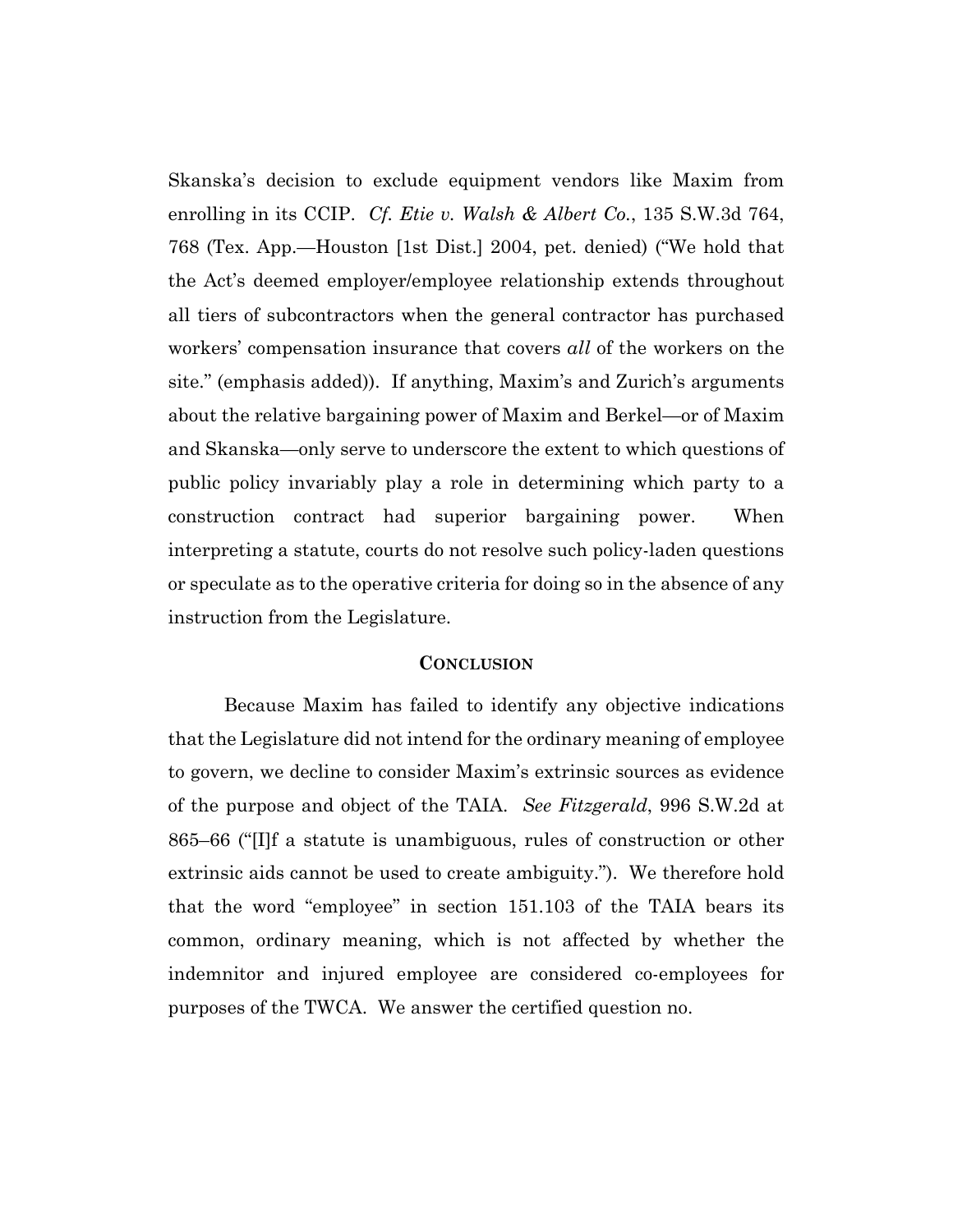Skanska's decision to exclude equipment vendors like Maxim from enrolling in its CCIP. *Cf. Etie v. Walsh & Albert Co.*, 135 S.W.3d 764, 768 (Tex. App.—Houston [1st Dist.] 2004, pet. denied) ("We hold that the Act's deemed employer/employee relationship extends throughout all tiers of subcontractors when the general contractor has purchased workers' compensation insurance that covers *all* of the workers on the site." (emphasis added)). If anything, Maxim's and Zurich's arguments about the relative bargaining power of Maxim and Berkel—or of Maxim and Skanska—only serve to underscore the extent to which questions of public policy invariably play a role in determining which party to a construction contract had superior bargaining power. When interpreting a statute, courts do not resolve such policy-laden questions or speculate as to the operative criteria for doing so in the absence of any instruction from the Legislature.

## CONCLUSION

Because Maxim has failed to identify any objective indications that the Legislature did not intend for the ordinary meaning of employee to govern, we decline to consider Maxim's extrinsic sources as evidence of the purpose and object of the TAIA. *See Fitzgerald*, 996 S.W.2d at 865–66 ("[I]f a statute is unambiguous, rules of construction or other extrinsic aids cannot be used to create ambiguity."). We therefore hold that the word "employee" in section 151.103 of the TAIA bears its common, ordinary meaning, which is not affected by whether the indemnitor and injured employee are considered co-employees for purposes of the TWCA. We answer the certified question no.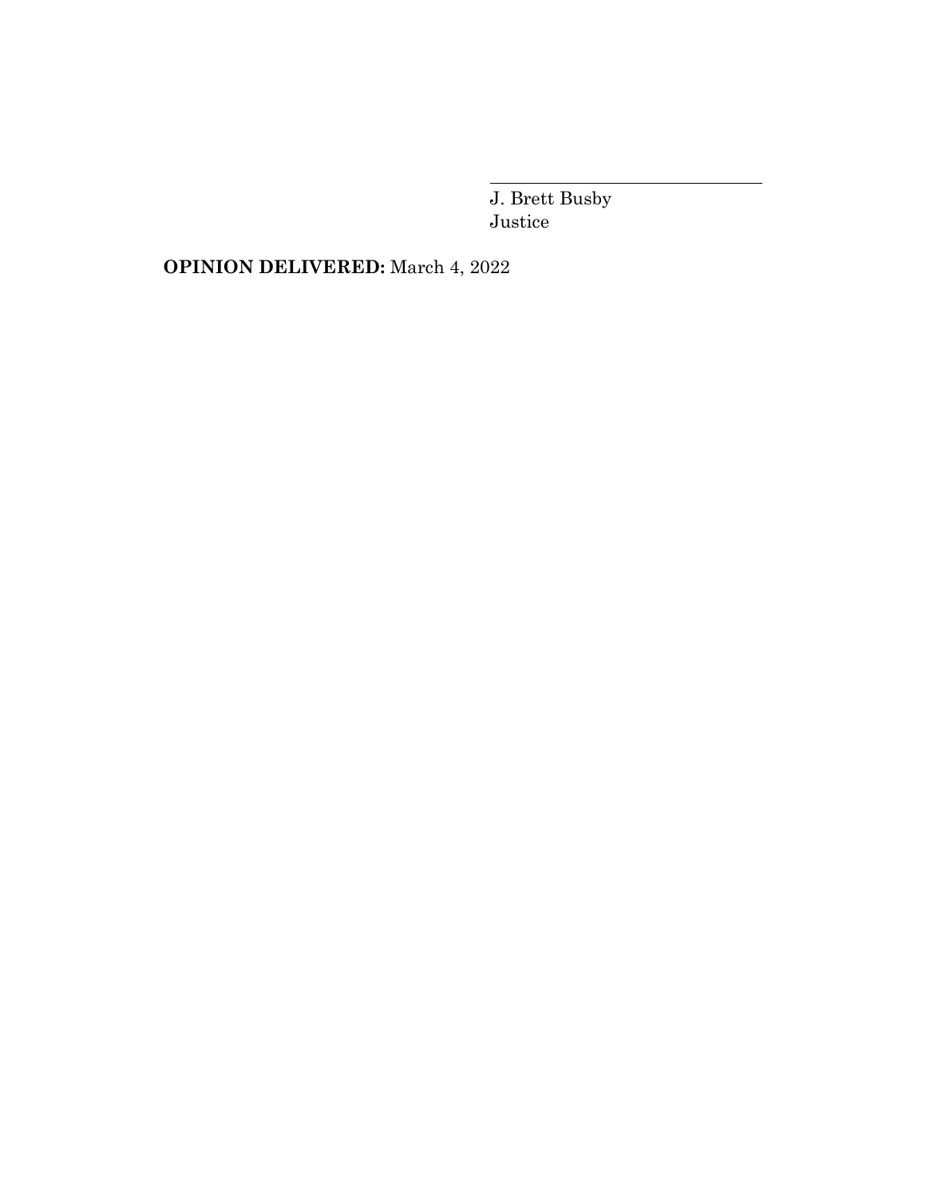J. Brett Busby
Justice

**OPINION DELIVERED:** March 4, 2022